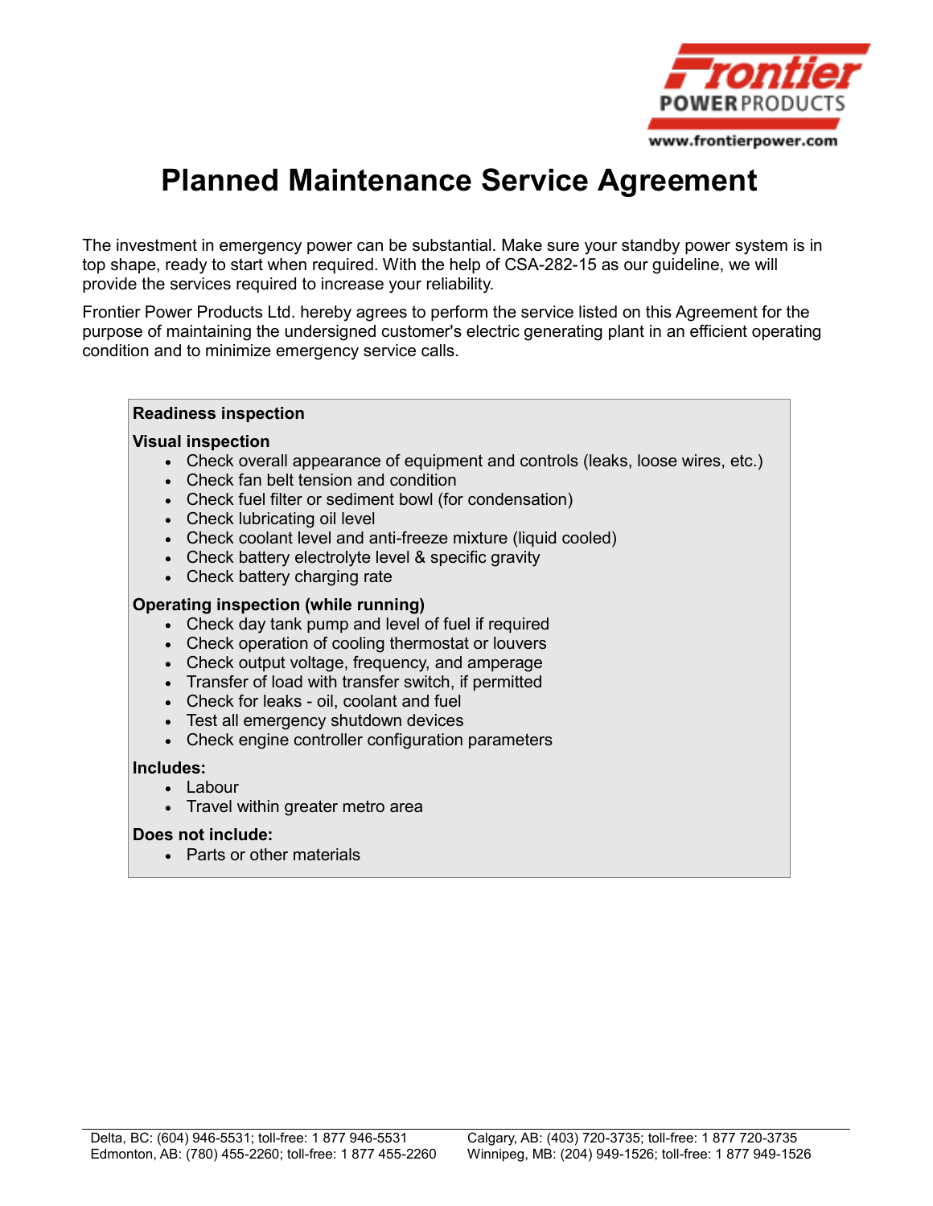Frontier POWER PRODUCTS
www.frontierpower.com

# Planned Maintenance Service Agreement

The investment in emergency power can be substantial. Make sure your standby power system is in top shape, ready to start when required. With the help of CSA-282-15 as our guideline, we will provide the services required to increase your reliability.

Frontier Power Products Ltd. hereby agrees to perform the service listed on this Agreement for the purpose of maintaining the undersigned customer's electric generating plant in an efficient operating condition and to minimize emergency service calls.

**Readiness inspection**

**Visual inspection**

- Check overall appearance of equipment and controls (leaks, loose wires, etc.)
- Check fan belt tension and condition
- Check fuel filter or sediment bowl (for condensation)
- Check lubricating oil level
- Check coolant level and anti-freeze mixture (liquid cooled)
- Check battery electrolyte level & specific gravity
- Check battery charging rate

**Operating inspection (while running)**

- Check day tank pump and level of fuel if required
- Check operation of cooling thermostat or louvers
- Check output voltage, frequency, and amperage
- Transfer of load with transfer switch, if permitted
- Check for leaks - oil, coolant and fuel
- Test all emergency shutdown devices
- Check engine controller configuration parameters

**Includes:**

- Labour
- Travel within greater metro area

**Does not include:**

- Parts or other materials

Delta, BC: (604) 946-5531; toll-free: 1 877 946-5531
Edmonton, AB: (780) 455-2260; toll-free: 1 877 455-2260
Calgary, AB: (403) 720-3735; toll-free: 1 877 720-3735
Winnipeg, MB: (204) 949-1526; toll-free: 1 877 949-1526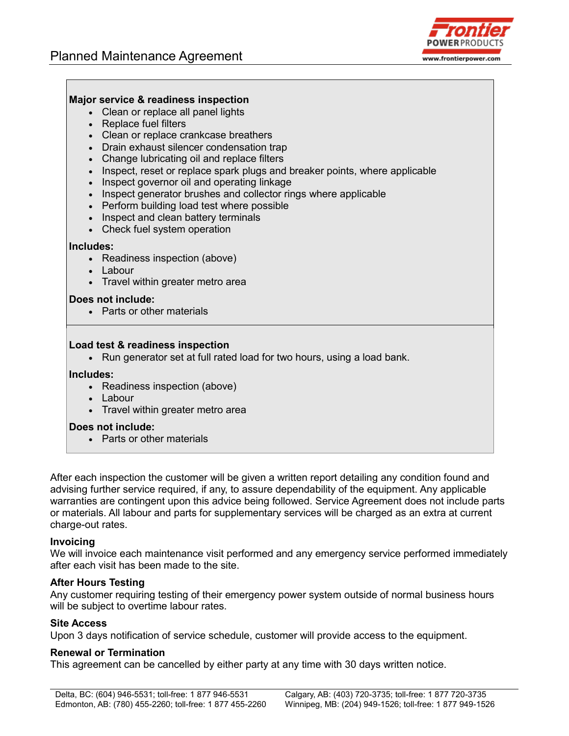**Major service & readiness inspection**

- Clean or replace all panel lights
- Replace fuel filters
- Clean or replace crankcase breathers
- Drain exhaust silencer condensation trap
- Change lubricating oil and replace filters
- Inspect, reset or replace spark plugs and breaker points, where applicable
- Inspect governor oil and operating linkage
- Inspect generator brushes and collector rings where applicable
- Perform building load test where possible
- Inspect and clean battery terminals
- Check fuel system operation

**Includes:**

- Readiness inspection (above)
- Labour
- Travel within greater metro area

**Does not include:**

- Parts or other materials

**Load test & readiness inspection**

- Run generator set at full rated load for two hours, using a load bank.

**Includes:**

- Readiness inspection (above)
- Labour
- Travel within greater metro area

**Does not include:**

- Parts or other materials

After each inspection the customer will be given a written report detailing any condition found and advising further service required, if any, to assure dependability of the equipment. Any applicable warranties are contingent upon this advice being followed. Service Agreement does not include parts or materials. All labour and parts for supplementary services will be charged as an extra at current charge-out rates.

**Invoicing**

We will invoice each maintenance visit performed and any emergency service performed immediately after each visit has been made to the site.

**After Hours Testing**

Any customer requiring testing of their emergency power system outside of normal business hours will be subject to overtime labour rates.

**Site Access**

Upon 3 days notification of service schedule, customer will provide access to the equipment.

**Renewal or Termination**

This agreement can be cancelled by either party at any time with 30 days written notice.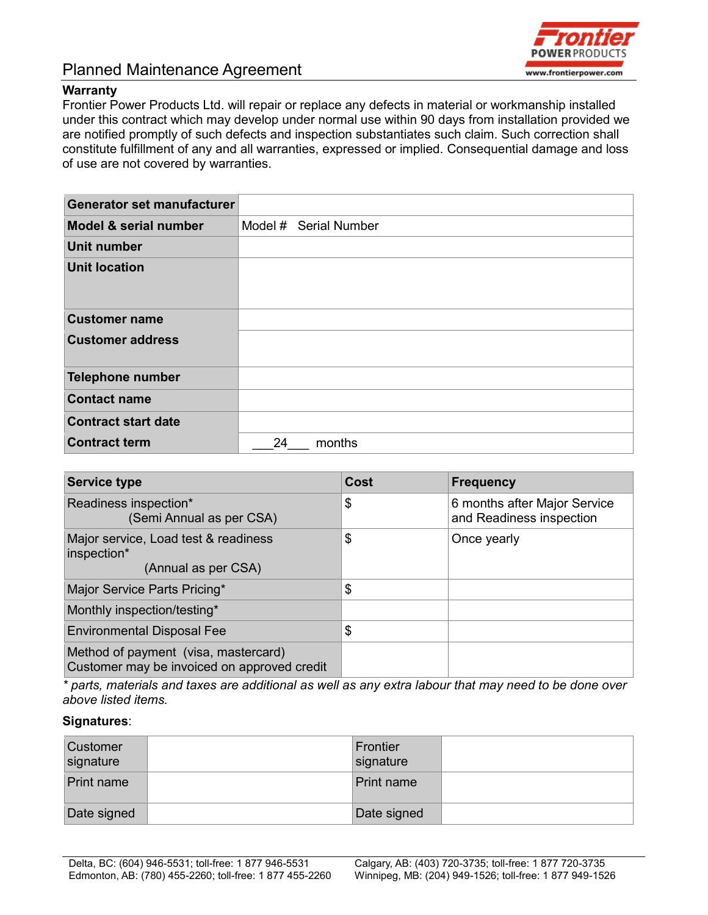# Planned Maintenance Agreement

**Warranty**

Frontier Power Products Ltd. will repair or replace any defects in material or workmanship installed under this contract which may develop under normal use within 90 days from installation provided we are notified promptly of such defects and inspection substantiates such claim. Such correction shall constitute fulfillment of any and all warranties, expressed or implied. Consequential damage and loss of use are not covered by warranties.

| | |
|---|---|
| **Generator set manufacturer** | |
| **Model & serial number** | Model # Serial Number |
| **Unit number** | |
| **Unit location** | |
| **Customer name** | |
| **Customer address** | |
| **Telephone number** | |
| **Contact name** | |
| **Contract start date** | |
| **Contract term** | ___24___ months |

| Service type | Cost | Frequency |
|---|---|---|
| Readiness inspection* (Semi Annual as per CSA) | $ | 6 months after Major Service and Readiness inspection |
| Major service, Load test & readiness inspection* (Annual as per CSA) | $ | Once yearly |
| Major Service Parts Pricing* | $ | |
| Monthly inspection/testing* | | |
| Environmental Disposal Fee | $ | |
| Method of payment (visa, mastercard) Customer may be invoiced on approved credit | | |

*\* parts, materials and taxes are additional as well as any extra labour that may need to be done over above listed items.*

**Signatures**:

| | | | |
|---|---|---|---|
| Customer signature | | Frontier signature | |
| Print name | | Print name | |
| Date signed | | Date signed | |

Delta, BC: (604) 946-5531; toll-free: 1 877 946-5531
Edmonton, AB: (780) 455-2260; toll-free: 1 877 455-2260
Calgary, AB: (403) 720-3735; toll-free: 1 877 720-3735
Winnipeg, MB: (204) 949-1526; toll-free: 1 877 949-1526